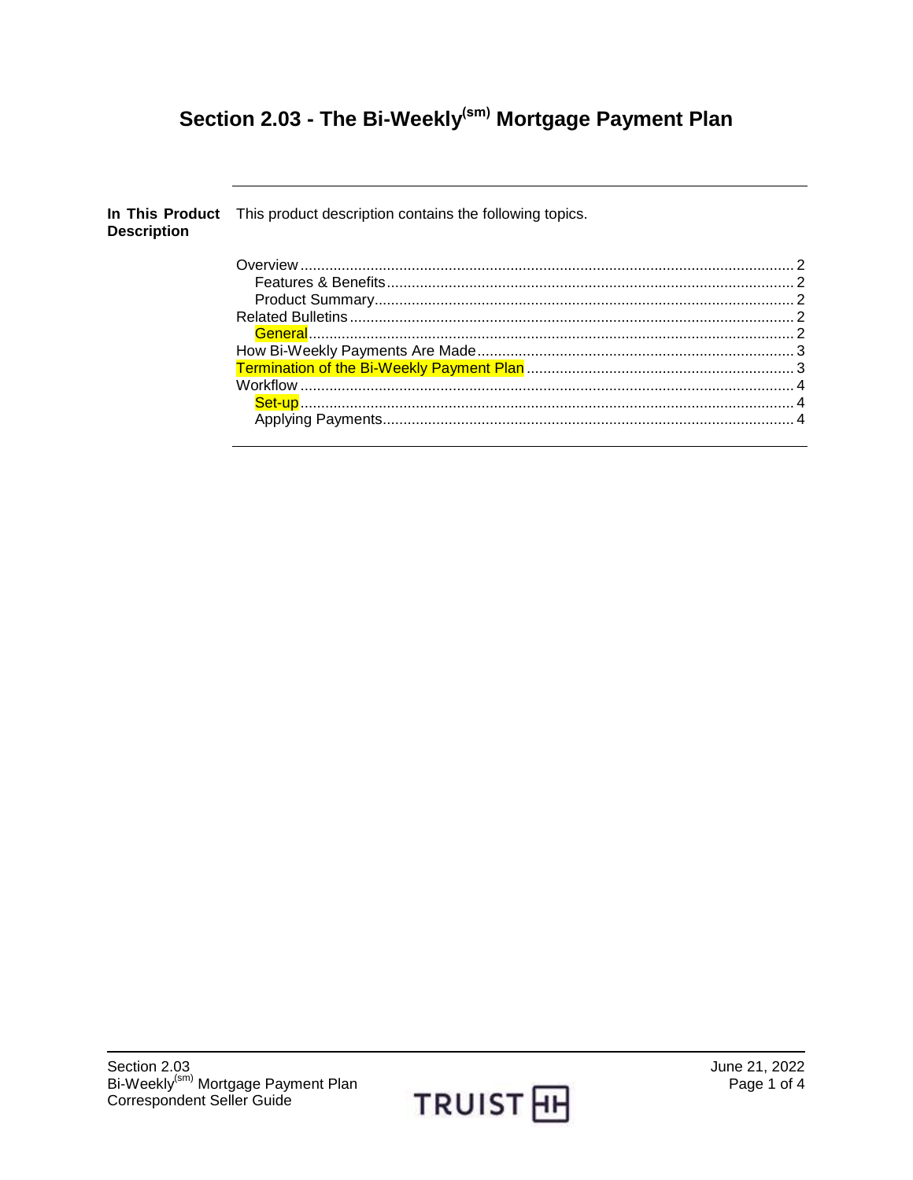# Section 2.03 - The Bi-Weekly(sm) Mortgage Payment Plan

**In This Product Description**

This product description contains the following topics.

| Topic | Page |
|---|---|
| Overview | 2 |
| &nbsp;&nbsp;&nbsp;&nbsp;Features & Benefits | 2 |
| &nbsp;&nbsp;&nbsp;&nbsp;Product Summary | 2 |
| Related Bulletins | 2 |
| &nbsp;&nbsp;&nbsp;&nbsp;General | 2 |
| How Bi-Weekly Payments Are Made | 3 |
| Termination of the Bi-Weekly Payment Plan | 3 |
| Workflow | 4 |
| &nbsp;&nbsp;&nbsp;&nbsp;Set-up | 4 |
| &nbsp;&nbsp;&nbsp;&nbsp;Applying Payments | 4 |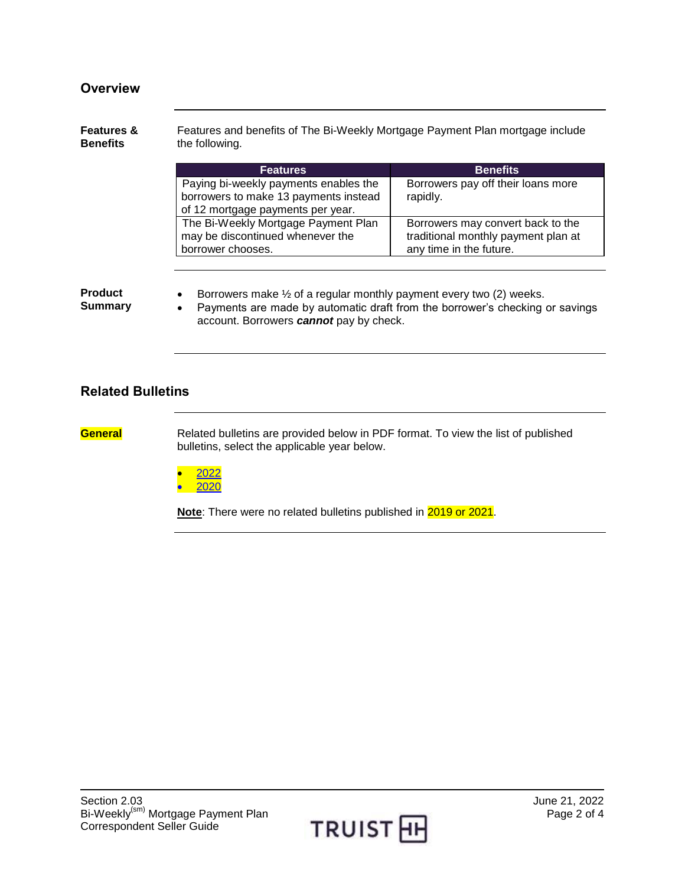## Overview

**Features & Benefits**

Features and benefits of The Bi-Weekly Mortgage Payment Plan mortgage include the following.

| Features | Benefits |
|---|---|
| Paying bi-weekly payments enables the borrowers to make 13 payments instead of 12 mortgage payments per year. | Borrowers pay off their loans more rapidly. |
| The Bi-Weekly Mortgage Payment Plan may be discontinued whenever the borrower chooses. | Borrowers may convert back to the traditional monthly payment plan at any time in the future. |

**Product Summary**

- Borrowers make ½ of a regular monthly payment every two (2) weeks.
- Payments are made by automatic draft from the borrower's checking or savings account. Borrowers ***cannot*** pay by check.

## Related Bulletins

**General**

Related bulletins are provided below in PDF format. To view the list of published bulletins, select the applicable year below.

- 2022
- 2020

**Note**: There were no related bulletins published in 2019 or 2021.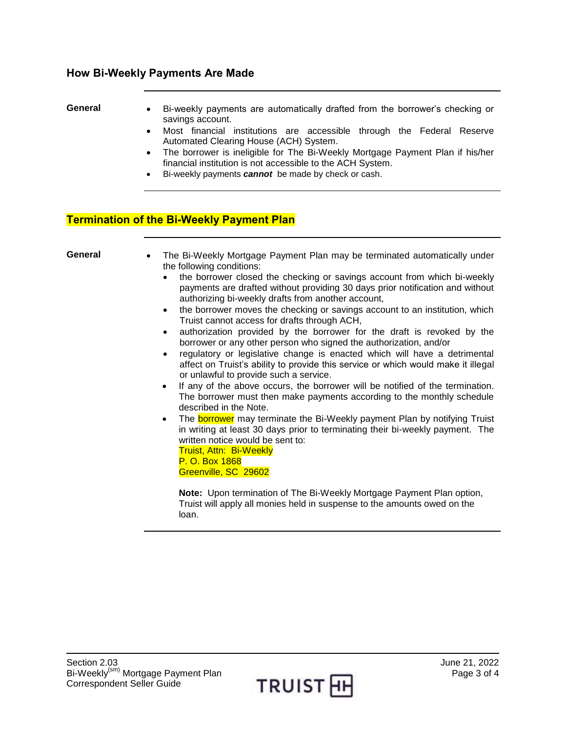## How Bi-Weekly Payments Are Made

**General**

- Bi-weekly payments are automatically drafted from the borrower's checking or savings account.
- Most financial institutions are accessible through the Federal Reserve Automated Clearing House (ACH) System.
- The borrower is ineligible for The Bi-Weekly Mortgage Payment Plan if his/her financial institution is not accessible to the ACH System.
- Bi-weekly payments ***cannot*** be made by check or cash.

## Termination of the Bi-Weekly Payment Plan

**General**

- The Bi-Weekly Mortgage Payment Plan may be terminated automatically under the following conditions:
  - the borrower closed the checking or savings account from which bi-weekly payments are drafted without providing 30 days prior notification and without authorizing bi-weekly drafts from another account,
  - the borrower moves the checking or savings account to an institution, which Truist cannot access for drafts through ACH,
  - authorization provided by the borrower for the draft is revoked by the borrower or any other person who signed the authorization, and/or
  - regulatory or legislative change is enacted which will have a detrimental affect on Truist's ability to provide this service or which would make it illegal or unlawful to provide such a service.
  - If any of the above occurs, the borrower will be notified of the termination. The borrower must then make payments according to the monthly schedule described in the Note.
  - The borrower may terminate the Bi-Weekly payment Plan by notifying Truist in writing at least 30 days prior to terminating their bi-weekly payment. The written notice would be sent to:
    Truist, Attn: Bi-Weekly
    P. O. Box 1868
    Greenville, SC 29602

    **Note:** Upon termination of The Bi-Weekly Mortgage Payment Plan option, Truist will apply all monies held in suspense to the amounts owed on the loan.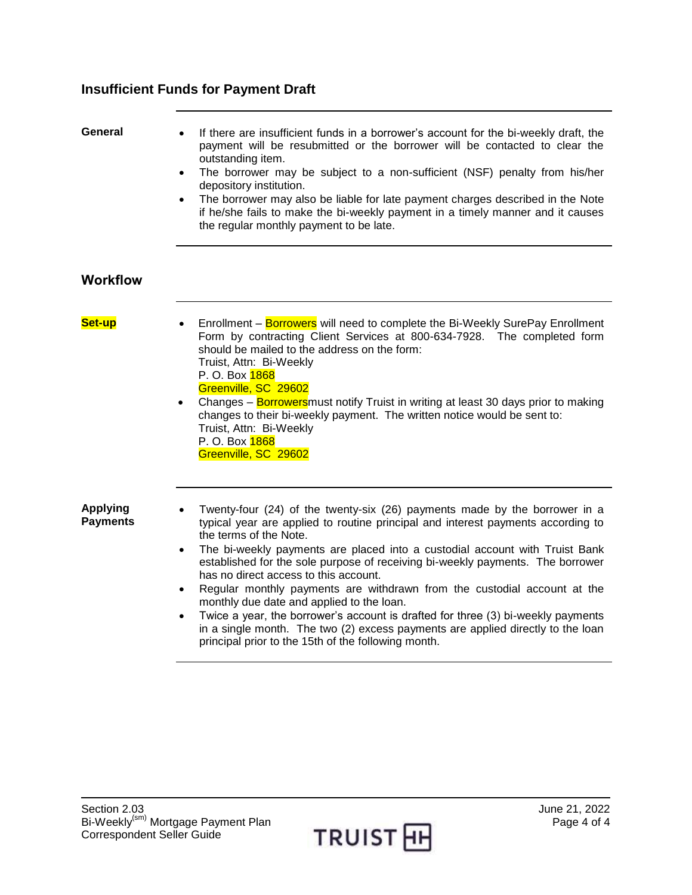## Insufficient Funds for Payment Draft

**General**

- If there are insufficient funds in a borrower's account for the bi-weekly draft, the payment will be resubmitted or the borrower will be contacted to clear the outstanding item.
- The borrower may be subject to a non-sufficient (NSF) penalty from his/her depository institution.
- The borrower may also be liable for late payment charges described in the Note if he/she fails to make the bi-weekly payment in a timely manner and it causes the regular monthly payment to be late.

## Workflow

**Set-up**

- Enrollment – Borrowers will need to complete the Bi-Weekly SurePay Enrollment Form by contracting Client Services at 800-634-7928. The completed form should be mailed to the address on the form:
  Truist, Attn: Bi-Weekly
  P. O. Box 1868
  Greenville, SC 29602
- Changes – Borrowersmust notify Truist in writing at least 30 days prior to making changes to their bi-weekly payment. The written notice would be sent to:
  Truist, Attn: Bi-Weekly
  P. O. Box 1868
  Greenville, SC 29602

**Applying Payments**

- Twenty-four (24) of the twenty-six (26) payments made by the borrower in a typical year are applied to routine principal and interest payments according to the terms of the Note.
- The bi-weekly payments are placed into a custodial account with Truist Bank established for the sole purpose of receiving bi-weekly payments. The borrower has no direct access to this account.
- Regular monthly payments are withdrawn from the custodial account at the monthly due date and applied to the loan.
- Twice a year, the borrower's account is drafted for three (3) bi-weekly payments in a single month. The two (2) excess payments are applied directly to the loan principal prior to the 15th of the following month.